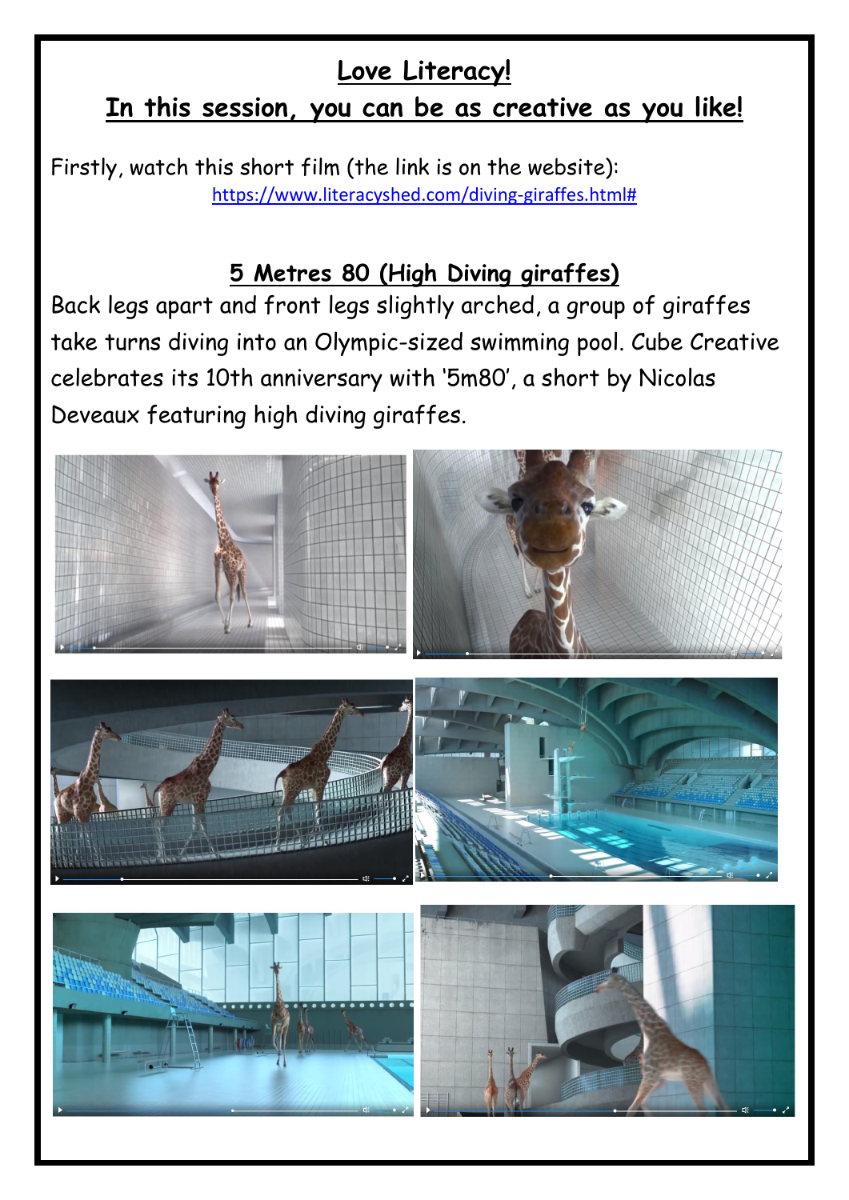# Love Literacy!

## In this session, you can be as creative as you like!

Firstly, watch this short film (the link is on the website):
https://www.literacyshed.com/diving-giraffes.html#

### 5 Metres 80 (High Diving giraffes)

Back legs apart and front legs slightly arched, a group of giraffes take turns diving into an Olympic-sized swimming pool. Cube Creative celebrates its 10th anniversary with '5m80', a short by Nicolas Deveaux featuring high diving giraffes.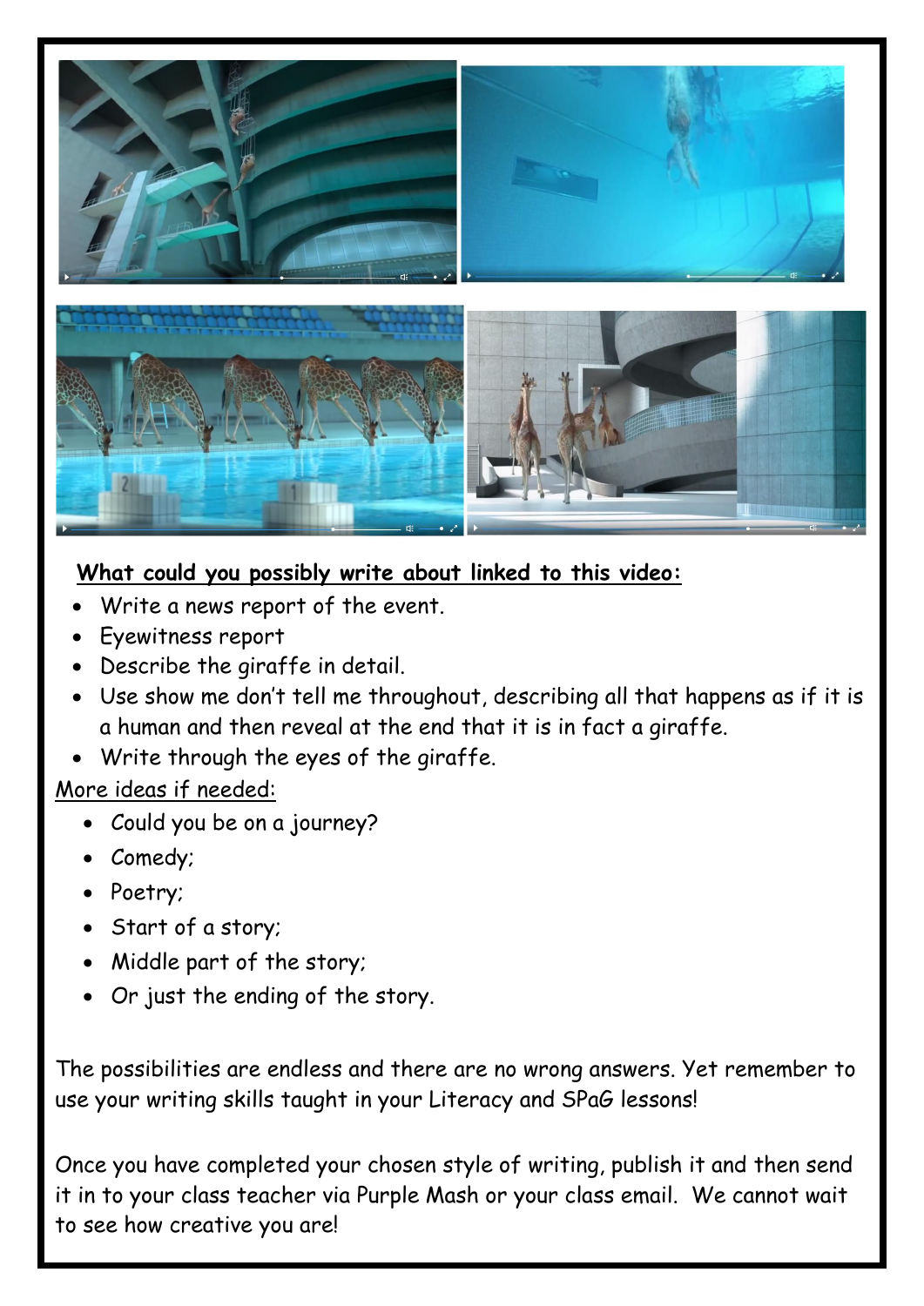**What could you possibly write about linked to this video:**

- Write a news report of the event.
- Eyewitness report
- Describe the giraffe in detail.
- Use show me don't tell me throughout, describing all that happens as if it is a human and then reveal at the end that it is in fact a giraffe.
- Write through the eyes of the giraffe.

More ideas if needed:

- Could you be on a journey?
- Comedy;
- Poetry;
- Start of a story;
- Middle part of the story;
- Or just the ending of the story.

The possibilities are endless and there are no wrong answers. Yet remember to use your writing skills taught in your Literacy and SPaG lessons!

Once you have completed your chosen style of writing, publish it and then send it in to your class teacher via Purple Mash or your class email. We cannot wait to see how creative you are!